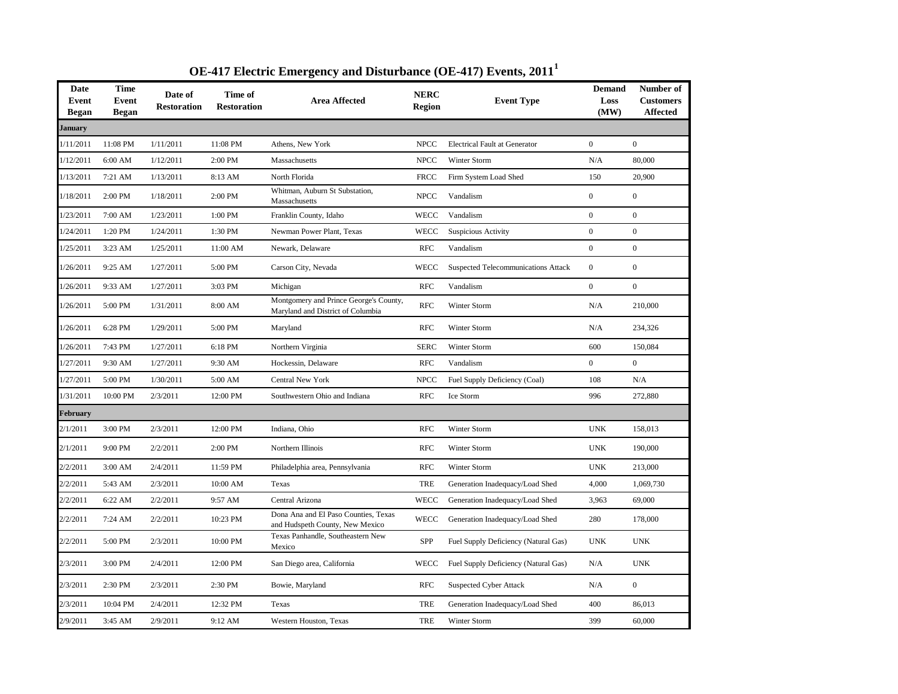# OE-417 Electric Emergency and Disturbance (OE-417) Events, 2011[1]

| Date Event Began | Time Event Began | Date of Restoration | Time of Restoration | Area Affected | NERC Region | Event Type | Demand Loss (MW) | Number of Customers Affected |
|---|---|---|---|---|---|---|---|---|
| **January** | | | | | | | | |
| 1/11/2011 | 11:08 PM | 1/11/2011 | 11:08 PM | Athens, New York | NPCC | Electrical Fault at Generator | 0 | 0 |
| 1/12/2011 | 6:00 AM | 1/12/2011 | 2:00 PM | Massachusetts | NPCC | Winter Storm | N/A | 80,000 |
| 1/13/2011 | 7:21 AM | 1/13/2011 | 8:13 AM | North Florida | FRCC | Firm System Load Shed | 150 | 20,900 |
| 1/18/2011 | 2:00 PM | 1/18/2011 | 2:00 PM | Whitman, Auburn St Substation, Massachusetts | NPCC | Vandalism | 0 | 0 |
| 1/23/2011 | 7:00 AM | 1/23/2011 | 1:00 PM | Franklin County, Idaho | WECC | Vandalism | 0 | 0 |
| 1/24/2011 | 1:20 PM | 1/24/2011 | 1:30 PM | Newman Power Plant, Texas | WECC | Suspicious Activity | 0 | 0 |
| 1/25/2011 | 3:23 AM | 1/25/2011 | 11:00 AM | Newark, Delaware | RFC | Vandalism | 0 | 0 |
| 1/26/2011 | 9:25 AM | 1/27/2011 | 5:00 PM | Carson City, Nevada | WECC | Suspected Telecommunications Attack | 0 | 0 |
| 1/26/2011 | 9:33 AM | 1/27/2011 | 3:03 PM | Michigan | RFC | Vandalism | 0 | 0 |
| 1/26/2011 | 5:00 PM | 1/31/2011 | 8:00 AM | Montgomery and Prince George's County, Maryland and District of Columbia | RFC | Winter Storm | N/A | 210,000 |
| 1/26/2011 | 6:28 PM | 1/29/2011 | 5:00 PM | Maryland | RFC | Winter Storm | N/A | 234,326 |
| 1/26/2011 | 7:43 PM | 1/27/2011 | 6:18 PM | Northern Virginia | SERC | Winter Storm | 600 | 150,084 |
| 1/27/2011 | 9:30 AM | 1/27/2011 | 9:30 AM | Hockessin, Delaware | RFC | Vandalism | 0 | 0 |
| 1/27/2011 | 5:00 PM | 1/30/2011 | 5:00 AM | Central New York | NPCC | Fuel Supply Deficiency (Coal) | 108 | N/A |
| 1/31/2011 | 10:00 PM | 2/3/2011 | 12:00 PM | Southwestern Ohio and Indiana | RFC | Ice Storm | 996 | 272,880 |
| **February** | | | | | | | | |
| 2/1/2011 | 3:00 PM | 2/3/2011 | 12:00 PM | Indiana, Ohio | RFC | Winter Storm | UNK | 158,013 |
| 2/1/2011 | 9:00 PM | 2/2/2011 | 2:00 PM | Northern Illinois | RFC | Winter Storm | UNK | 190,000 |
| 2/2/2011 | 3:00 AM | 2/4/2011 | 11:59 PM | Philadelphia area, Pennsylvania | RFC | Winter Storm | UNK | 213,000 |
| 2/2/2011 | 5:43 AM | 2/3/2011 | 10:00 AM | Texas | TRE | Generation Inadequacy/Load Shed | 4,000 | 1,069,730 |
| 2/2/2011 | 6:22 AM | 2/2/2011 | 9:57 AM | Central Arizona | WECC | Generation Inadequacy/Load Shed | 3,963 | 69,000 |
| 2/2/2011 | 7:24 AM | 2/2/2011 | 10:23 PM | Dona Ana and El Paso Counties, Texas and Hudspeth County, New Mexico | WECC | Generation Inadequacy/Load Shed | 280 | 178,000 |
| 2/2/2011 | 5:00 PM | 2/3/2011 | 10:00 PM | Texas Panhandle, Southeastern New Mexico | SPP | Fuel Supply Deficiency (Natural Gas) | UNK | UNK |
| 2/3/2011 | 3:00 PM | 2/4/2011 | 12:00 PM | San Diego area, California | WECC | Fuel Supply Deficiency (Natural Gas) | N/A | UNK |
| 2/3/2011 | 2:30 PM | 2/3/2011 | 2:30 PM | Bowie, Maryland | RFC | Suspected Cyber Attack | N/A | 0 |
| 2/3/2011 | 10:04 PM | 2/4/2011 | 12:32 PM | Texas | TRE | Generation Inadequacy/Load Shed | 400 | 86,013 |
| 2/9/2011 | 3:45 AM | 2/9/2011 | 9:12 AM | Western Houston, Texas | TRE | Winter Storm | 399 | 60,000 |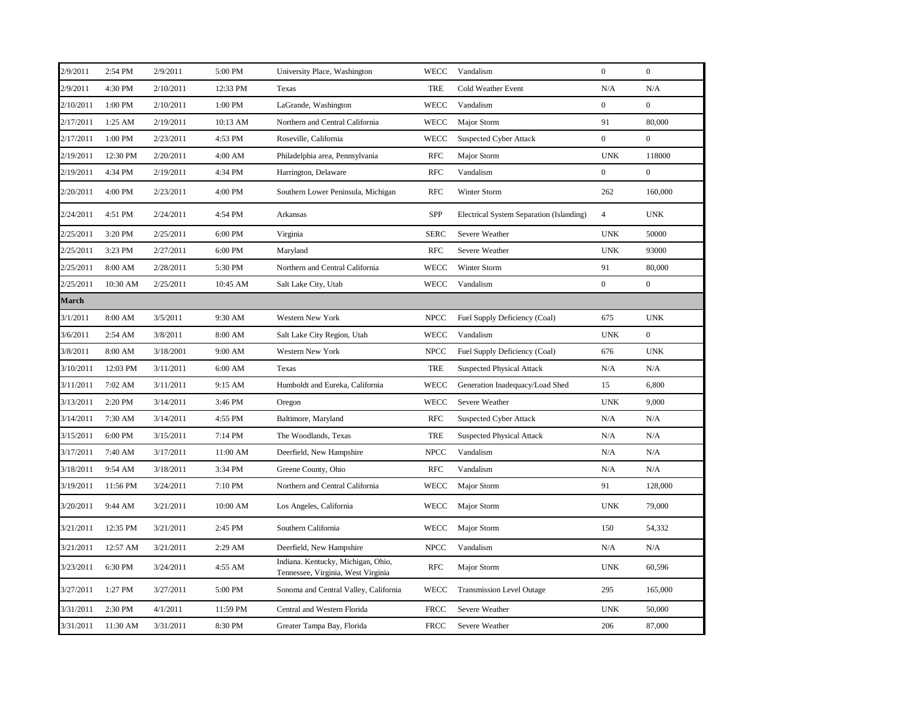| | | | | | | | | |
|---|---|---|---|---|---|---|---|---|
| 2/9/2011 | 2:54 PM | 2/9/2011 | 5:00 PM | University Place, Washington | WECC | Vandalism | 0 | 0 |
| 2/9/2011 | 4:30 PM | 2/10/2011 | 12:33 PM | Texas | TRE | Cold Weather Event | N/A | N/A |
| 2/10/2011 | 1:00 PM | 2/10/2011 | 1:00 PM | LaGrande, Washington | WECC | Vandalism | 0 | 0 |
| 2/17/2011 | 1:25 AM | 2/19/2011 | 10:13 AM | Northern and Central California | WECC | Major Storm | 91 | 80,000 |
| 2/17/2011 | 1:00 PM | 2/23/2011 | 4:53 PM | Roseville, California | WECC | Suspected Cyber Attack | 0 | 0 |
| 2/19/2011 | 12:30 PM | 2/20/2011 | 4:00 AM | Philadelphia area, Pennsylvania | RFC | Major Storm | UNK | 118000 |
| 2/19/2011 | 4:34 PM | 2/19/2011 | 4:34 PM | Harrington, Delaware | RFC | Vandalism | 0 | 0 |
| 2/20/2011 | 4:00 PM | 2/23/2011 | 4:00 PM | Southern Lower Peninsula, Michigan | RFC | Winter Storm | 262 | 160,000 |
| 2/24/2011 | 4:51 PM | 2/24/2011 | 4:54 PM | Arkansas | SPP | Electrical System Separation (Islanding) | 4 | UNK |
| 2/25/2011 | 3:20 PM | 2/25/2011 | 6:00 PM | Virginia | SERC | Severe Weather | UNK | 50000 |
| 2/25/2011 | 3:23 PM | 2/27/2011 | 6:00 PM | Maryland | RFC | Severe Weather | UNK | 93000 |
| 2/25/2011 | 8:00 AM | 2/28/2011 | 5:30 PM | Northern and Central California | WECC | Winter Storm | 91 | 80,000 |
| 2/25/2011 | 10:30 AM | 2/25/2011 | 10:45 AM | Salt Lake City, Utah | WECC | Vandalism | 0 | 0 |
| **March** | | | | | | | | |
| 3/1/2011 | 8:00 AM | 3/5/2011 | 9:30 AM | Western New York | NPCC | Fuel Supply Deficiency (Coal) | 675 | UNK |
| 3/6/2011 | 2:54 AM | 3/8/2011 | 8:00 AM | Salt Lake City Region, Utah | WECC | Vandalism | UNK | 0 |
| 3/8/2011 | 8:00 AM | 3/18/2001 | 9:00 AM | Western New York | NPCC | Fuel Supply Deficiency (Coal) | 676 | UNK |
| 3/10/2011 | 12:03 PM | 3/11/2011 | 6:00 AM | Texas | TRE | Suspected Physical Attack | N/A | N/A |
| 3/11/2011 | 7:02 AM | 3/11/2011 | 9:15 AM | Humboldt and Eureka, California | WECC | Generation Inadequacy/Load Shed | 15 | 6,800 |
| 3/13/2011 | 2:20 PM | 3/14/2011 | 3:46 PM | Oregon | WECC | Severe Weather | UNK | 9,000 |
| 3/14/2011 | 7:30 AM | 3/14/2011 | 4:55 PM | Baltimore, Maryland | RFC | Suspected Cyber Attack | N/A | N/A |
| 3/15/2011 | 6:00 PM | 3/15/2011 | 7:14 PM | The Woodlands, Texas | TRE | Suspected Physical Attack | N/A | N/A |
| 3/17/2011 | 7:40 AM | 3/17/2011 | 11:00 AM | Deerfield, New Hampshire | NPCC | Vandalism | N/A | N/A |
| 3/18/2011 | 9:54 AM | 3/18/2011 | 3:34 PM | Greene County, Ohio | RFC | Vandalism | N/A | N/A |
| 3/19/2011 | 11:56 PM | 3/24/2011 | 7:10 PM | Northern and Central California | WECC | Major Storm | 91 | 128,000 |
| 3/20/2011 | 9:44 AM | 3/21/2011 | 10:00 AM | Los Angeles, California | WECC | Major Storm | UNK | 79,000 |
| 3/21/2011 | 12:35 PM | 3/21/2011 | 2:45 PM | Southern California | WECC | Major Storm | 150 | 54,332 |
| 3/21/2011 | 12:57 AM | 3/21/2011 | 2:29 AM | Deerfield, New Hampshire | NPCC | Vandalism | N/A | N/A |
| 3/23/2011 | 6:30 PM | 3/24/2011 | 4:55 AM | Indiana. Kentucky, Michigan, Ohio, Tennessee, Virginia, West Virginia | RFC | Major Storm | UNK | 60,596 |
| 3/27/2011 | 1:27 PM | 3/27/2011 | 5:00 PM | Sonoma and Central Valley, California | WECC | Transmission Level Outage | 295 | 165,000 |
| 3/31/2011 | 2:30 PM | 4/1/2011 | 11:59 PM | Central and Western Florida | FRCC | Severe Weather | UNK | 50,000 |
| 3/31/2011 | 11:30 AM | 3/31/2011 | 8:30 PM | Greater Tampa Bay, Florida | FRCC | Severe Weather | 206 | 87,000 |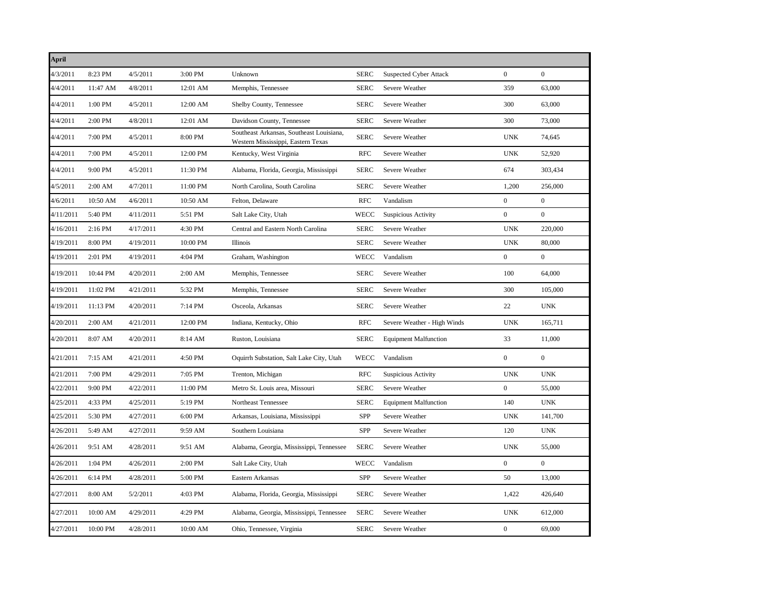| April | | | | | | | | |
|---|---|---|---|---|---|---|---|---|
| 4/3/2011 | 8:23 PM | 4/5/2011 | 3:00 PM | Unknown | SERC | Suspected Cyber Attack | 0 | 0 |
| 4/4/2011 | 11:47 AM | 4/8/2011 | 12:01 AM | Memphis, Tennessee | SERC | Severe Weather | 359 | 63,000 |
| 4/4/2011 | 1:00 PM | 4/5/2011 | 12:00 AM | Shelby County, Tennessee | SERC | Severe Weather | 300 | 63,000 |
| 4/4/2011 | 2:00 PM | 4/8/2011 | 12:01 AM | Davidson County, Tennessee | SERC | Severe Weather | 300 | 73,000 |
| 4/4/2011 | 7:00 PM | 4/5/2011 | 8:00 PM | Southeast Arkansas, Southeast Louisiana, Western Mississippi, Eastern Texas | SERC | Severe Weather | UNK | 74,645 |
| 4/4/2011 | 7:00 PM | 4/5/2011 | 12:00 PM | Kentucky, West Virginia | RFC | Severe Weather | UNK | 52,920 |
| 4/4/2011 | 9:00 PM | 4/5/2011 | 11:30 PM | Alabama, Florida, Georgia, Mississippi | SERC | Severe Weather | 674 | 303,434 |
| 4/5/2011 | 2:00 AM | 4/7/2011 | 11:00 PM | North Carolina, South Carolina | SERC | Severe Weather | 1,200 | 256,000 |
| 4/6/2011 | 10:50 AM | 4/6/2011 | 10:50 AM | Felton, Delaware | RFC | Vandalism | 0 | 0 |
| 4/11/2011 | 5:40 PM | 4/11/2011 | 5:51 PM | Salt Lake City, Utah | WECC | Suspicious Activity | 0 | 0 |
| 4/16/2011 | 2:16 PM | 4/17/2011 | 4:30 PM | Central and Eastern North Carolina | SERC | Severe Weather | UNK | 220,000 |
| 4/19/2011 | 8:00 PM | 4/19/2011 | 10:00 PM | Illinois | SERC | Severe Weather | UNK | 80,000 |
| 4/19/2011 | 2:01 PM | 4/19/2011 | 4:04 PM | Graham, Washington | WECC | Vandalism | 0 | 0 |
| 4/19/2011 | 10:44 PM | 4/20/2011 | 2:00 AM | Memphis, Tennessee | SERC | Severe Weather | 100 | 64,000 |
| 4/19/2011 | 11:02 PM | 4/21/2011 | 5:32 PM | Memphis, Tennessee | SERC | Severe Weather | 300 | 105,000 |
| 4/19/2011 | 11:13 PM | 4/20/2011 | 7:14 PM | Osceola, Arkansas | SERC | Severe Weather | 22 | UNK |
| 4/20/2011 | 2:00 AM | 4/21/2011 | 12:00 PM | Indiana, Kentucky, Ohio | RFC | Severe Weather - High Winds | UNK | 165,711 |
| 4/20/2011 | 8:07 AM | 4/20/2011 | 8:14 AM | Ruston, Louisiana | SERC | Equipment Malfunction | 33 | 11,000 |
| 4/21/2011 | 7:15 AM | 4/21/2011 | 4:50 PM | Oquirrh Substation, Salt Lake City, Utah | WECC | Vandalism | 0 | 0 |
| 4/21/2011 | 7:00 PM | 4/29/2011 | 7:05 PM | Trenton, Michigan | RFC | Suspicious Activity | UNK | UNK |
| 4/22/2011 | 9:00 PM | 4/22/2011 | 11:00 PM | Metro St. Louis area, Missouri | SERC | Severe Weather | 0 | 55,000 |
| 4/25/2011 | 4:33 PM | 4/25/2011 | 5:19 PM | Northeast Tennessee | SERC | Equipment Malfunction | 140 | UNK |
| 4/25/2011 | 5:30 PM | 4/27/2011 | 6:00 PM | Arkansas, Louisiana, Mississippi | SPP | Severe Weather | UNK | 141,700 |
| 4/26/2011 | 5:49 AM | 4/27/2011 | 9:59 AM | Southern Louisiana | SPP | Severe Weather | 120 | UNK |
| 4/26/2011 | 9:51 AM | 4/28/2011 | 9:51 AM | Alabama, Georgia, Mississippi, Tennessee | SERC | Severe Weather | UNK | 55,000 |
| 4/26/2011 | 1:04 PM | 4/26/2011 | 2:00 PM | Salt Lake City, Utah | WECC | Vandalism | 0 | 0 |
| 4/26/2011 | 6:14 PM | 4/28/2011 | 5:00 PM | Eastern Arkansas | SPP | Severe Weather | 50 | 13,000 |
| 4/27/2011 | 8:00 AM | 5/2/2011 | 4:03 PM | Alabama, Florida, Georgia, Mississippi | SERC | Severe Weather | 1,422 | 426,640 |
| 4/27/2011 | 10:00 AM | 4/29/2011 | 4:29 PM | Alabama, Georgia, Mississippi, Tennessee | SERC | Severe Weather | UNK | 612,000 |
| 4/27/2011 | 10:00 PM | 4/28/2011 | 10:00 AM | Ohio, Tennessee, Virginia | SERC | Severe Weather | 0 | 69,000 |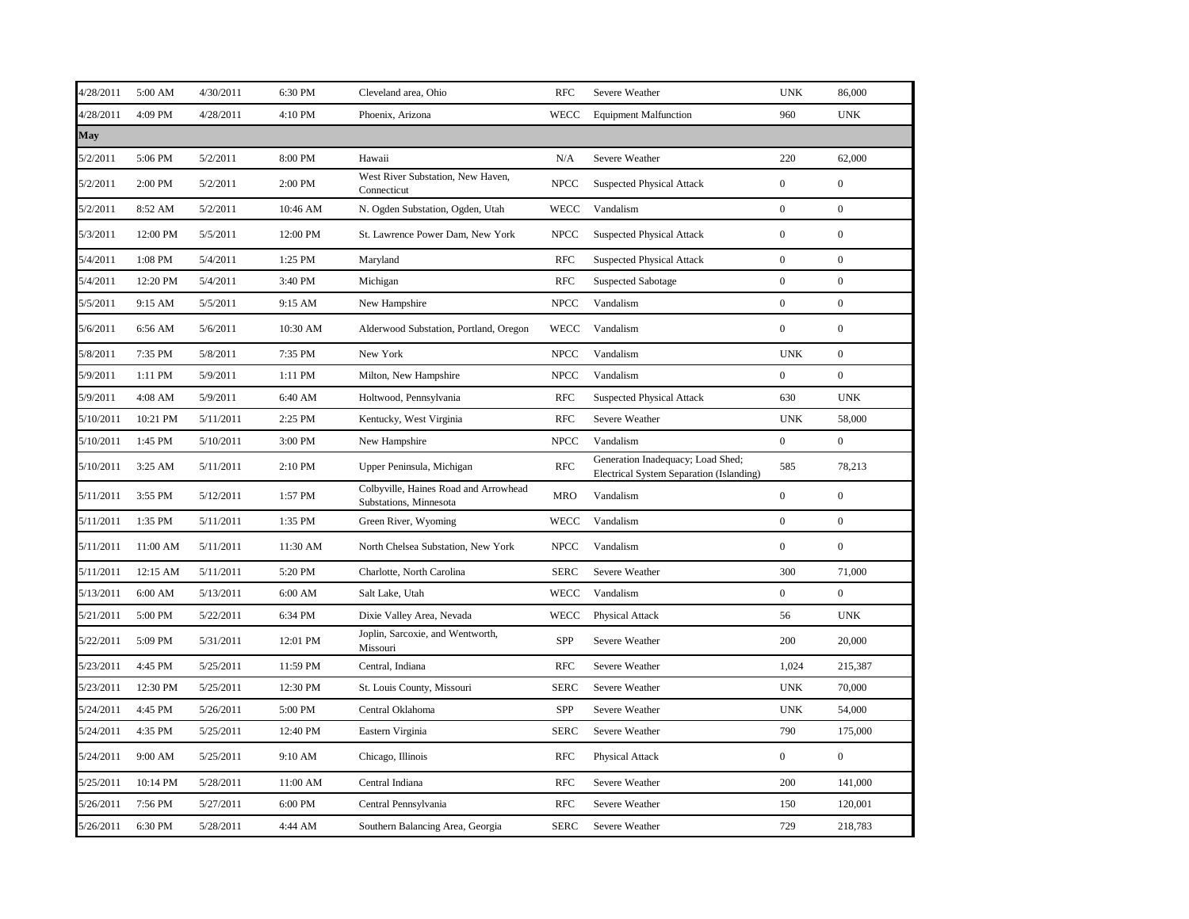| | | | | | | | | |
|---|---|---|---|---|---|---|---|---|
| 4/28/2011 | 5:00 AM | 4/30/2011 | 6:30 PM | Cleveland area, Ohio | RFC | Severe Weather | UNK | 86,000 |
| 4/28/2011 | 4:09 PM | 4/28/2011 | 4:10 PM | Phoenix, Arizona | WECC | Equipment Malfunction | 960 | UNK |
| **May** | | | | | | | | |
| 5/2/2011 | 5:06 PM | 5/2/2011 | 8:00 PM | Hawaii | N/A | Severe Weather | 220 | 62,000 |
| 5/2/2011 | 2:00 PM | 5/2/2011 | 2:00 PM | West River Substation, New Haven, Connecticut | NPCC | Suspected Physical Attack | 0 | 0 |
| 5/2/2011 | 8:52 AM | 5/2/2011 | 10:46 AM | N. Ogden Substation, Ogden, Utah | WECC | Vandalism | 0 | 0 |
| 5/3/2011 | 12:00 PM | 5/5/2011 | 12:00 PM | St. Lawrence Power Dam, New York | NPCC | Suspected Physical Attack | 0 | 0 |
| 5/4/2011 | 1:08 PM | 5/4/2011 | 1:25 PM | Maryland | RFC | Suspected Physical Attack | 0 | 0 |
| 5/4/2011 | 12:20 PM | 5/4/2011 | 3:40 PM | Michigan | RFC | Suspected Sabotage | 0 | 0 |
| 5/5/2011 | 9:15 AM | 5/5/2011 | 9:15 AM | New Hampshire | NPCC | Vandalism | 0 | 0 |
| 5/6/2011 | 6:56 AM | 5/6/2011 | 10:30 AM | Alderwood Substation, Portland, Oregon | WECC | Vandalism | 0 | 0 |
| 5/8/2011 | 7:35 PM | 5/8/2011 | 7:35 PM | New York | NPCC | Vandalism | UNK | 0 |
| 5/9/2011 | 1:11 PM | 5/9/2011 | 1:11 PM | Milton, New Hampshire | NPCC | Vandalism | 0 | 0 |
| 5/9/2011 | 4:08 AM | 5/9/2011 | 6:40 AM | Holtwood, Pennsylvania | RFC | Suspected Physical Attack | 630 | UNK |
| 5/10/2011 | 10:21 PM | 5/11/2011 | 2:25 PM | Kentucky, West Virginia | RFC | Severe Weather | UNK | 58,000 |
| 5/10/2011 | 1:45 PM | 5/10/2011 | 3:00 PM | New Hampshire | NPCC | Vandalism | 0 | 0 |
| 5/10/2011 | 3:25 AM | 5/11/2011 | 2:10 PM | Upper Peninsula, Michigan | RFC | Generation Inadequacy; Load Shed; Electrical System Separation (Islanding) | 585 | 78,213 |
| 5/11/2011 | 3:55 PM | 5/12/2011 | 1:57 PM | Colbyville, Haines Road and Arrowhead Substations, Minnesota | MRO | Vandalism | 0 | 0 |
| 5/11/2011 | 1:35 PM | 5/11/2011 | 1:35 PM | Green River, Wyoming | WECC | Vandalism | 0 | 0 |
| 5/11/2011 | 11:00 AM | 5/11/2011 | 11:30 AM | North Chelsea Substation, New York | NPCC | Vandalism | 0 | 0 |
| 5/11/2011 | 12:15 AM | 5/11/2011 | 5:20 PM | Charlotte, North Carolina | SERC | Severe Weather | 300 | 71,000 |
| 5/13/2011 | 6:00 AM | 5/13/2011 | 6:00 AM | Salt Lake, Utah | WECC | Vandalism | 0 | 0 |
| 5/21/2011 | 5:00 PM | 5/22/2011 | 6:34 PM | Dixie Valley Area, Nevada | WECC | Physical Attack | 56 | UNK |
| 5/22/2011 | 5:09 PM | 5/31/2011 | 12:01 PM | Joplin, Sarcoxie, and Wentworth, Missouri | SPP | Severe Weather | 200 | 20,000 |
| 5/23/2011 | 4:45 PM | 5/25/2011 | 11:59 PM | Central, Indiana | RFC | Severe Weather | 1,024 | 215,387 |
| 5/23/2011 | 12:30 PM | 5/25/2011 | 12:30 PM | St. Louis County, Missouri | SERC | Severe Weather | UNK | 70,000 |
| 5/24/2011 | 4:45 PM | 5/26/2011 | 5:00 PM | Central Oklahoma | SPP | Severe Weather | UNK | 54,000 |
| 5/24/2011 | 4:35 PM | 5/25/2011 | 12:40 PM | Eastern Virginia | SERC | Severe Weather | 790 | 175,000 |
| 5/24/2011 | 9:00 AM | 5/25/2011 | 9:10 AM | Chicago, Illinois | RFC | Physical Attack | 0 | 0 |
| 5/25/2011 | 10:14 PM | 5/28/2011 | 11:00 AM | Central Indiana | RFC | Severe Weather | 200 | 141,000 |
| 5/26/2011 | 7:56 PM | 5/27/2011 | 6:00 PM | Central Pennsylvania | RFC | Severe Weather | 150 | 120,001 |
| 5/26/2011 | 6:30 PM | 5/28/2011 | 4:44 AM | Southern Balancing Area, Georgia | SERC | Severe Weather | 729 | 218,783 |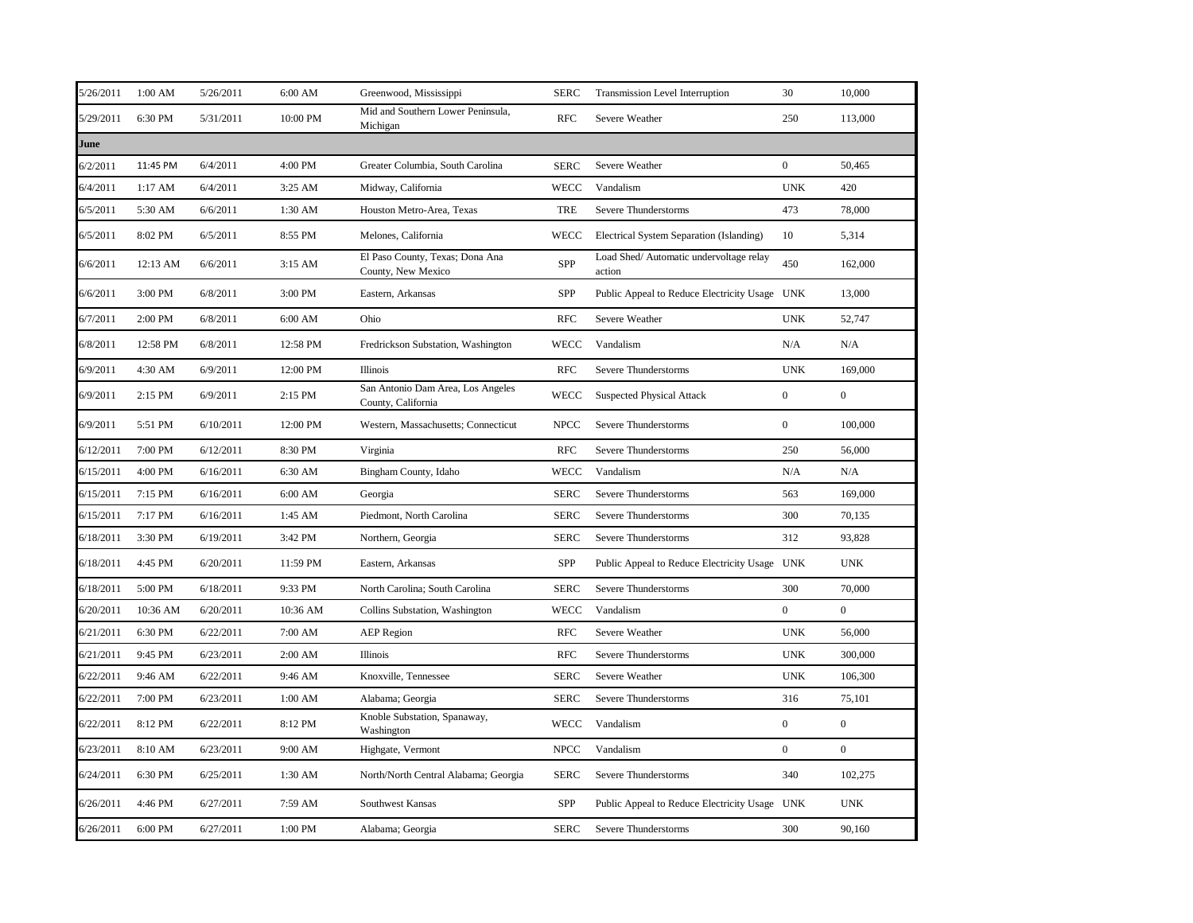| | | | | | | | | |
|---|---|---|---|---|---|---|---|---|
| 5/26/2011 | 1:00 AM | 5/26/2011 | 6:00 AM | Greenwood, Mississippi | SERC | Transmission Level Interruption | 30 | 10,000 |
| 5/29/2011 | 6:30 PM | 5/31/2011 | 10:00 PM | Mid and Southern Lower Peninsula, Michigan | RFC | Severe Weather | 250 | 113,000 |
| **June** | | | | | | | | |
| 6/2/2011 | 11:45 PM | 6/4/2011 | 4:00 PM | Greater Columbia, South Carolina | SERC | Severe Weather | 0 | 50,465 |
| 6/4/2011 | 1:17 AM | 6/4/2011 | 3:25 AM | Midway, California | WECC | Vandalism | UNK | 420 |
| 6/5/2011 | 5:30 AM | 6/6/2011 | 1:30 AM | Houston Metro-Area, Texas | TRE | Severe Thunderstorms | 473 | 78,000 |
| 6/5/2011 | 8:02 PM | 6/5/2011 | 8:55 PM | Melones, California | WECC | Electrical System Separation (Islanding) | 10 | 5,314 |
| 6/6/2011 | 12:13 AM | 6/6/2011 | 3:15 AM | El Paso County, Texas; Dona Ana County, New Mexico | SPP | Load Shed/ Automatic undervoltage relay action | 450 | 162,000 |
| 6/6/2011 | 3:00 PM | 6/8/2011 | 3:00 PM | Eastern, Arkansas | SPP | Public Appeal to Reduce Electricity Usage | UNK | 13,000 |
| 6/7/2011 | 2:00 PM | 6/8/2011 | 6:00 AM | Ohio | RFC | Severe Weather | UNK | 52,747 |
| 6/8/2011 | 12:58 PM | 6/8/2011 | 12:58 PM | Fredrickson Substation, Washington | WECC | Vandalism | N/A | N/A |
| 6/9/2011 | 4:30 AM | 6/9/2011 | 12:00 PM | Illinois | RFC | Severe Thunderstorms | UNK | 169,000 |
| 6/9/2011 | 2:15 PM | 6/9/2011 | 2:15 PM | San Antonio Dam Area, Los Angeles County, California | WECC | Suspected Physical Attack | 0 | 0 |
| 6/9/2011 | 5:51 PM | 6/10/2011 | 12:00 PM | Western, Massachusetts; Connecticut | NPCC | Severe Thunderstorms | 0 | 100,000 |
| 6/12/2011 | 7:00 PM | 6/12/2011 | 8:30 PM | Virginia | RFC | Severe Thunderstorms | 250 | 56,000 |
| 6/15/2011 | 4:00 PM | 6/16/2011 | 6:30 AM | Bingham County, Idaho | WECC | Vandalism | N/A | N/A |
| 6/15/2011 | 7:15 PM | 6/16/2011 | 6:00 AM | Georgia | SERC | Severe Thunderstorms | 563 | 169,000 |
| 6/15/2011 | 7:17 PM | 6/16/2011 | 1:45 AM | Piedmont, North Carolina | SERC | Severe Thunderstorms | 300 | 70,135 |
| 6/18/2011 | 3:30 PM | 6/19/2011 | 3:42 PM | Northern, Georgia | SERC | Severe Thunderstorms | 312 | 93,828 |
| 6/18/2011 | 4:45 PM | 6/20/2011 | 11:59 PM | Eastern, Arkansas | SPP | Public Appeal to Reduce Electricity Usage | UNK | UNK |
| 6/18/2011 | 5:00 PM | 6/18/2011 | 9:33 PM | North Carolina; South Carolina | SERC | Severe Thunderstorms | 300 | 70,000 |
| 6/20/2011 | 10:36 AM | 6/20/2011 | 10:36 AM | Collins Substation, Washington | WECC | Vandalism | 0 | 0 |
| 6/21/2011 | 6:30 PM | 6/22/2011 | 7:00 AM | AEP Region | RFC | Severe Weather | UNK | 56,000 |
| 6/21/2011 | 9:45 PM | 6/23/2011 | 2:00 AM | Illinois | RFC | Severe Thunderstorms | UNK | 300,000 |
| 6/22/2011 | 9:46 AM | 6/22/2011 | 9:46 AM | Knoxville, Tennessee | SERC | Severe Weather | UNK | 106,300 |
| 6/22/2011 | 7:00 PM | 6/23/2011 | 1:00 AM | Alabama; Georgia | SERC | Severe Thunderstorms | 316 | 75,101 |
| 6/22/2011 | 8:12 PM | 6/22/2011 | 8:12 PM | Knoble Substation, Spanaway, Washington | WECC | Vandalism | 0 | 0 |
| 6/23/2011 | 8:10 AM | 6/23/2011 | 9:00 AM | Highgate, Vermont | NPCC | Vandalism | 0 | 0 |
| 6/24/2011 | 6:30 PM | 6/25/2011 | 1:30 AM | North/North Central Alabama; Georgia | SERC | Severe Thunderstorms | 340 | 102,275 |
| 6/26/2011 | 4:46 PM | 6/27/2011 | 7:59 AM | Southwest Kansas | SPP | Public Appeal to Reduce Electricity Usage | UNK | UNK |
| 6/26/2011 | 6:00 PM | 6/27/2011 | 1:00 PM | Alabama; Georgia | SERC | Severe Thunderstorms | 300 | 90,160 |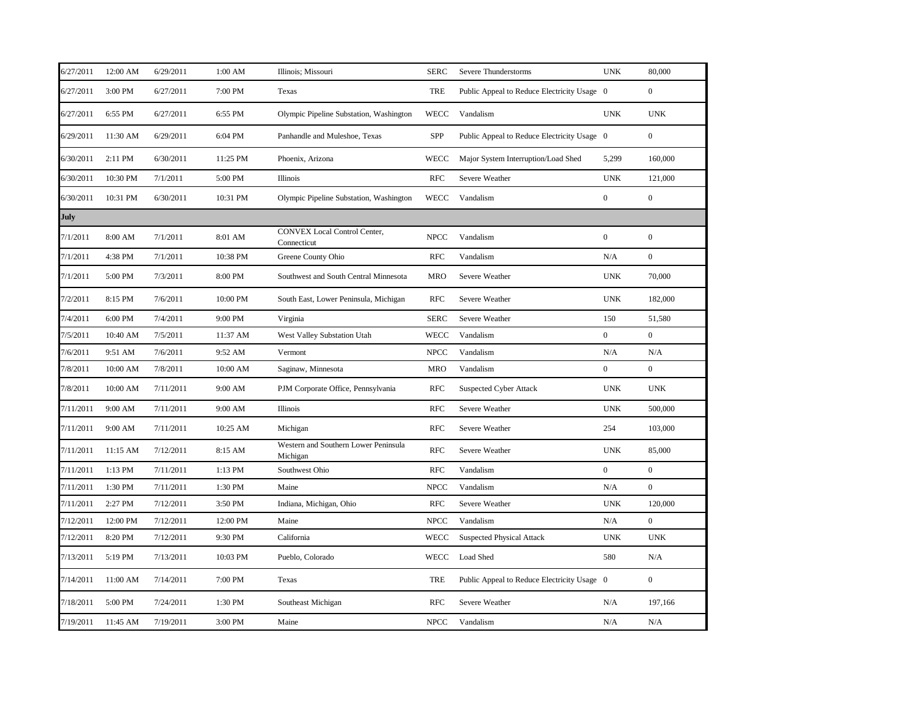| | | | | | | | | |
|---|---|---|---|---|---|---|---|---|
| 6/27/2011 | 12:00 AM | 6/29/2011 | 1:00 AM | Illinois; Missouri | SERC | Severe Thunderstorms | UNK | 80,000 |
| 6/27/2011 | 3:00 PM | 6/27/2011 | 7:00 PM | Texas | TRE | Public Appeal to Reduce Electricity Usage | 0 | 0 |
| 6/27/2011 | 6:55 PM | 6/27/2011 | 6:55 PM | Olympic Pipeline Substation, Washington | WECC | Vandalism | UNK | UNK |
| 6/29/2011 | 11:30 AM | 6/29/2011 | 6:04 PM | Panhandle and Muleshoe, Texas | SPP | Public Appeal to Reduce Electricity Usage | 0 | 0 |
| 6/30/2011 | 2:11 PM | 6/30/2011 | 11:25 PM | Phoenix, Arizona | WECC | Major System Interruption/Load Shed | 5,299 | 160,000 |
| 6/30/2011 | 10:30 PM | 7/1/2011 | 5:00 PM | Illinois | RFC | Severe Weather | UNK | 121,000 |
| 6/30/2011 | 10:31 PM | 6/30/2011 | 10:31 PM | Olympic Pipeline Substation, Washington | WECC | Vandalism | 0 | 0 |
| **July** | | | | | | | | |
| 7/1/2011 | 8:00 AM | 7/1/2011 | 8:01 AM | CONVEX Local Control Center, Connecticut | NPCC | Vandalism | 0 | 0 |
| 7/1/2011 | 4:38 PM | 7/1/2011 | 10:38 PM | Greene County Ohio | RFC | Vandalism | N/A | 0 |
| 7/1/2011 | 5:00 PM | 7/3/2011 | 8:00 PM | Southwest and South Central Minnesota | MRO | Severe Weather | UNK | 70,000 |
| 7/2/2011 | 8:15 PM | 7/6/2011 | 10:00 PM | South East, Lower Peninsula, Michigan | RFC | Severe Weather | UNK | 182,000 |
| 7/4/2011 | 6:00 PM | 7/4/2011 | 9:00 PM | Virginia | SERC | Severe Weather | 150 | 51,580 |
| 7/5/2011 | 10:40 AM | 7/5/2011 | 11:37 AM | West Valley Substation Utah | WECC | Vandalism | 0 | 0 |
| 7/6/2011 | 9:51 AM | 7/6/2011 | 9:52 AM | Vermont | NPCC | Vandalism | N/A | N/A |
| 7/8/2011 | 10:00 AM | 7/8/2011 | 10:00 AM | Saginaw, Minnesota | MRO | Vandalism | 0 | 0 |
| 7/8/2011 | 10:00 AM | 7/11/2011 | 9:00 AM | PJM Corporate Office, Pennsylvania | RFC | Suspected Cyber Attack | UNK | UNK |
| 7/11/2011 | 9:00 AM | 7/11/2011 | 9:00 AM | Illinois | RFC | Severe Weather | UNK | 500,000 |
| 7/11/2011 | 9:00 AM | 7/11/2011 | 10:25 AM | Michigan | RFC | Severe Weather | 254 | 103,000 |
| 7/11/2011 | 11:15 AM | 7/12/2011 | 8:15 AM | Western and Southern Lower Peninsula Michigan | RFC | Severe Weather | UNK | 85,000 |
| 7/11/2011 | 1:13 PM | 7/11/2011 | 1:13 PM | Southwest Ohio | RFC | Vandalism | 0 | 0 |
| 7/11/2011 | 1:30 PM | 7/11/2011 | 1:30 PM | Maine | NPCC | Vandalism | N/A | 0 |
| 7/11/2011 | 2:27 PM | 7/12/2011 | 3:50 PM | Indiana, Michigan, Ohio | RFC | Severe Weather | UNK | 120,000 |
| 7/12/2011 | 12:00 PM | 7/12/2011 | 12:00 PM | Maine | NPCC | Vandalism | N/A | 0 |
| 7/12/2011 | 8:20 PM | 7/12/2011 | 9:30 PM | California | WECC | Suspected Physical Attack | UNK | UNK |
| 7/13/2011 | 5:19 PM | 7/13/2011 | 10:03 PM | Pueblo, Colorado | WECC | Load Shed | 580 | N/A |
| 7/14/2011 | 11:00 AM | 7/14/2011 | 7:00 PM | Texas | TRE | Public Appeal to Reduce Electricity Usage | 0 | 0 |
| 7/18/2011 | 5:00 PM | 7/24/2011 | 1:30 PM | Southeast Michigan | RFC | Severe Weather | N/A | 197,166 |
| 7/19/2011 | 11:45 AM | 7/19/2011 | 3:00 PM | Maine | NPCC | Vandalism | N/A | N/A |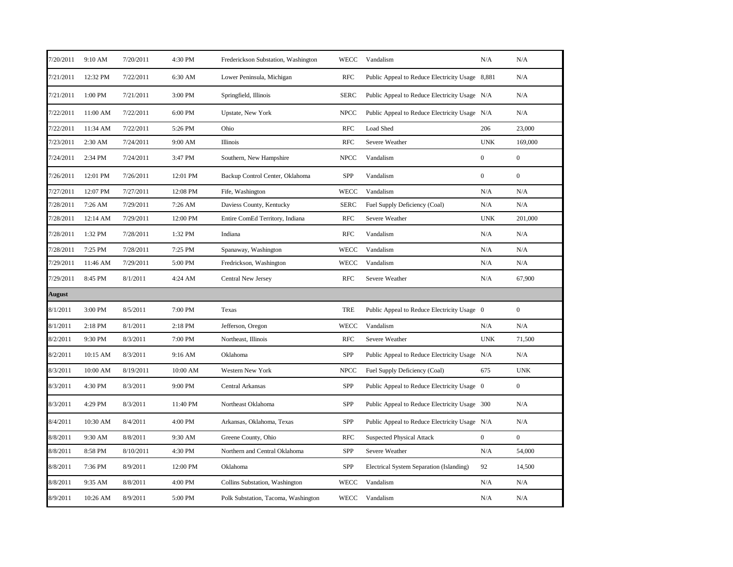| | | | | | | | | |
|---|---|---|---|---|---|---|---|---|
| 7/20/2011 | 9:10 AM | 7/20/2011 | 4:30 PM | Frederickson Substation, Washington | WECC | Vandalism | N/A | N/A |
| 7/21/2011 | 12:32 PM | 7/22/2011 | 6:30 AM | Lower Peninsula, Michigan | RFC | Public Appeal to Reduce Electricity Usage | 8,881 | N/A |
| 7/21/2011 | 1:00 PM | 7/21/2011 | 3:00 PM | Springfield, Illinois | SERC | Public Appeal to Reduce Electricity Usage | N/A | N/A |
| 7/22/2011 | 11:00 AM | 7/22/2011 | 6:00 PM | Upstate, New York | NPCC | Public Appeal to Reduce Electricity Usage | N/A | N/A |
| 7/22/2011 | 11:34 AM | 7/22/2011 | 5:26 PM | Ohio | RFC | Load Shed | 206 | 23,000 |
| 7/23/2011 | 2:30 AM | 7/24/2011 | 9:00 AM | Illinois | RFC | Severe Weather | UNK | 169,000 |
| 7/24/2011 | 2:34 PM | 7/24/2011 | 3:47 PM | Southern, New Hampshire | NPCC | Vandalism | 0 | 0 |
| 7/26/2011 | 12:01 PM | 7/26/2011 | 12:01 PM | Backup Control Center, Oklahoma | SPP | Vandalism | 0 | 0 |
| 7/27/2011 | 12:07 PM | 7/27/2011 | 12:08 PM | Fife, Washington | WECC | Vandalism | N/A | N/A |
| 7/28/2011 | 7:26 AM | 7/29/2011 | 7:26 AM | Daviess County, Kentucky | SERC | Fuel Supply Deficiency (Coal) | N/A | N/A |
| 7/28/2011 | 12:14 AM | 7/29/2011 | 12:00 PM | Entire ComEd Territory, Indiana | RFC | Severe Weather | UNK | 201,000 |
| 7/28/2011 | 1:32 PM | 7/28/2011 | 1:32 PM | Indiana | RFC | Vandalism | N/A | N/A |
| 7/28/2011 | 7:25 PM | 7/28/2011 | 7:25 PM | Spanaway, Washington | WECC | Vandalism | N/A | N/A |
| 7/29/2011 | 11:46 AM | 7/29/2011 | 5:00 PM | Fredrickson, Washington | WECC | Vandalism | N/A | N/A |
| 7/29/2011 | 8:45 PM | 8/1/2011 | 4:24 AM | Central New Jersey | RFC | Severe Weather | N/A | 67,900 |
| **August** | | | | | | | | |
| 8/1/2011 | 3:00 PM | 8/5/2011 | 7:00 PM | Texas | TRE | Public Appeal to Reduce Electricity Usage | 0 | 0 |
| 8/1/2011 | 2:18 PM | 8/1/2011 | 2:18 PM | Jefferson, Oregon | WECC | Vandalism | N/A | N/A |
| 8/2/2011 | 9:30 PM | 8/3/2011 | 7:00 PM | Northeast, Illinois | RFC | Severe Weather | UNK | 71,500 |
| 8/2/2011 | 10:15 AM | 8/3/2011 | 9:16 AM | Oklahoma | SPP | Public Appeal to Reduce Electricity Usage | N/A | N/A |
| 8/3/2011 | 10:00 AM | 8/19/2011 | 10:00 AM | Western New York | NPCC | Fuel Supply Deficiency (Coal) | 675 | UNK |
| 8/3/2011 | 4:30 PM | 8/3/2011 | 9:00 PM | Central Arkansas | SPP | Public Appeal to Reduce Electricity Usage | 0 | 0 |
| 8/3/2011 | 4:29 PM | 8/3/2011 | 11:40 PM | Northeast Oklahoma | SPP | Public Appeal to Reduce Electricity Usage | 300 | N/A |
| 8/4/2011 | 10:30 AM | 8/4/2011 | 4:00 PM | Arkansas, Oklahoma, Texas | SPP | Public Appeal to Reduce Electricity Usage | N/A | N/A |
| 8/8/2011 | 9:30 AM | 8/8/2011 | 9:30 AM | Greene County, Ohio | RFC | Suspected Physical Attack | 0 | 0 |
| 8/8/2011 | 8:58 PM | 8/10/2011 | 4:30 PM | Northern and Central Oklahoma | SPP | Severe Weather | N/A | 54,000 |
| 8/8/2011 | 7:36 PM | 8/9/2011 | 12:00 PM | Oklahoma | SPP | Electrical System Separation (Islanding) | 92 | 14,500 |
| 8/8/2011 | 9:35 AM | 8/8/2011 | 4:00 PM | Collins Substation, Washington | WECC | Vandalism | N/A | N/A |
| 8/9/2011 | 10:26 AM | 8/9/2011 | 5:00 PM | Polk Substation, Tacoma, Washington | WECC | Vandalism | N/A | N/A |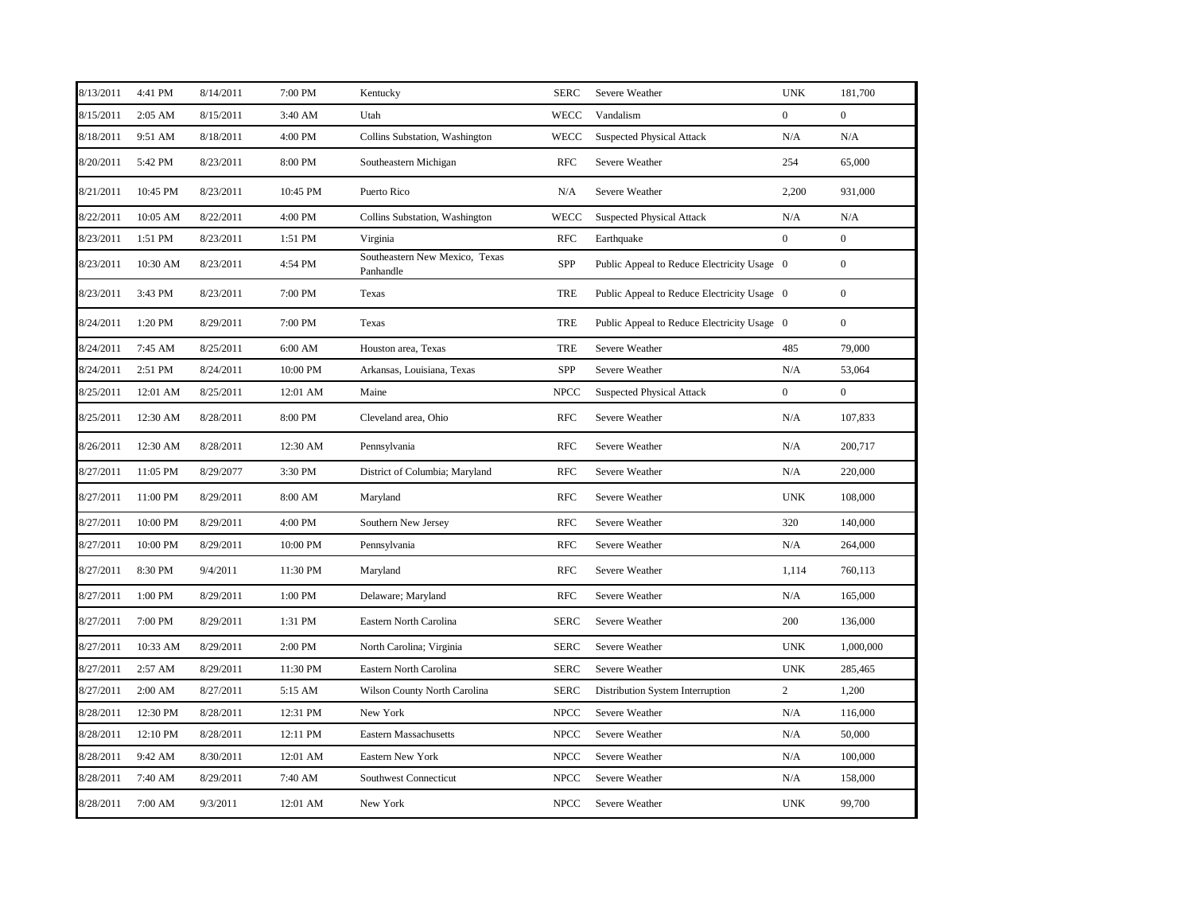| | | | | | | | | |
|---|---|---|---|---|---|---|---|---|
| 8/13/2011 | 4:41 PM | 8/14/2011 | 7:00 PM | Kentucky | SERC | Severe Weather | UNK | 181,700 |
| 8/15/2011 | 2:05 AM | 8/15/2011 | 3:40 AM | Utah | WECC | Vandalism | 0 | 0 |
| 8/18/2011 | 9:51 AM | 8/18/2011 | 4:00 PM | Collins Substation, Washington | WECC | Suspected Physical Attack | N/A | N/A |
| 8/20/2011 | 5:42 PM | 8/23/2011 | 8:00 PM | Southeastern Michigan | RFC | Severe Weather | 254 | 65,000 |
| 8/21/2011 | 10:45 PM | 8/23/2011 | 10:45 PM | Puerto Rico | N/A | Severe Weather | 2,200 | 931,000 |
| 8/22/2011 | 10:05 AM | 8/22/2011 | 4:00 PM | Collins Substation, Washington | WECC | Suspected Physical Attack | N/A | N/A |
| 8/23/2011 | 1:51 PM | 8/23/2011 | 1:51 PM | Virginia | RFC | Earthquake | 0 | 0 |
| 8/23/2011 | 10:30 AM | 8/23/2011 | 4:54 PM | Southeastern New Mexico, Texas Panhandle | SPP | Public Appeal to Reduce Electricity Usage | 0 | 0 |
| 8/23/2011 | 3:43 PM | 8/23/2011 | 7:00 PM | Texas | TRE | Public Appeal to Reduce Electricity Usage | 0 | 0 |
| 8/24/2011 | 1:20 PM | 8/29/2011 | 7:00 PM | Texas | TRE | Public Appeal to Reduce Electricity Usage | 0 | 0 |
| 8/24/2011 | 7:45 AM | 8/25/2011 | 6:00 AM | Houston area, Texas | TRE | Severe Weather | 485 | 79,000 |
| 8/24/2011 | 2:51 PM | 8/24/2011 | 10:00 PM | Arkansas, Louisiana, Texas | SPP | Severe Weather | N/A | 53,064 |
| 8/25/2011 | 12:01 AM | 8/25/2011 | 12:01 AM | Maine | NPCC | Suspected Physical Attack | 0 | 0 |
| 8/25/2011 | 12:30 AM | 8/28/2011 | 8:00 PM | Cleveland area, Ohio | RFC | Severe Weather | N/A | 107,833 |
| 8/26/2011 | 12:30 AM | 8/28/2011 | 12:30 AM | Pennsylvania | RFC | Severe Weather | N/A | 200,717 |
| 8/27/2011 | 11:05 PM | 8/29/2077 | 3:30 PM | District of Columbia; Maryland | RFC | Severe Weather | N/A | 220,000 |
| 8/27/2011 | 11:00 PM | 8/29/2011 | 8:00 AM | Maryland | RFC | Severe Weather | UNK | 108,000 |
| 8/27/2011 | 10:00 PM | 8/29/2011 | 4:00 PM | Southern New Jersey | RFC | Severe Weather | 320 | 140,000 |
| 8/27/2011 | 10:00 PM | 8/29/2011 | 10:00 PM | Pennsylvania | RFC | Severe Weather | N/A | 264,000 |
| 8/27/2011 | 8:30 PM | 9/4/2011 | 11:30 PM | Maryland | RFC | Severe Weather | 1,114 | 760,113 |
| 8/27/2011 | 1:00 PM | 8/29/2011 | 1:00 PM | Delaware; Maryland | RFC | Severe Weather | N/A | 165,000 |
| 8/27/2011 | 7:00 PM | 8/29/2011 | 1:31 PM | Eastern North Carolina | SERC | Severe Weather | 200 | 136,000 |
| 8/27/2011 | 10:33 AM | 8/29/2011 | 2:00 PM | North Carolina; Virginia | SERC | Severe Weather | UNK | 1,000,000 |
| 8/27/2011 | 2:57 AM | 8/29/2011 | 11:30 PM | Eastern North Carolina | SERC | Severe Weather | UNK | 285,465 |
| 8/27/2011 | 2:00 AM | 8/27/2011 | 5:15 AM | Wilson County North Carolina | SERC | Distribution System Interruption | 2 | 1,200 |
| 8/28/2011 | 12:30 PM | 8/28/2011 | 12:31 PM | New York | NPCC | Severe Weather | N/A | 116,000 |
| 8/28/2011 | 12:10 PM | 8/28/2011 | 12:11 PM | Eastern Massachusetts | NPCC | Severe Weather | N/A | 50,000 |
| 8/28/2011 | 9:42 AM | 8/30/2011 | 12:01 AM | Eastern New York | NPCC | Severe Weather | N/A | 100,000 |
| 8/28/2011 | 7:40 AM | 8/29/2011 | 7:40 AM | Southwest Connecticut | NPCC | Severe Weather | N/A | 158,000 |
| 8/28/2011 | 7:00 AM | 9/3/2011 | 12:01 AM | New York | NPCC | Severe Weather | UNK | 99,700 |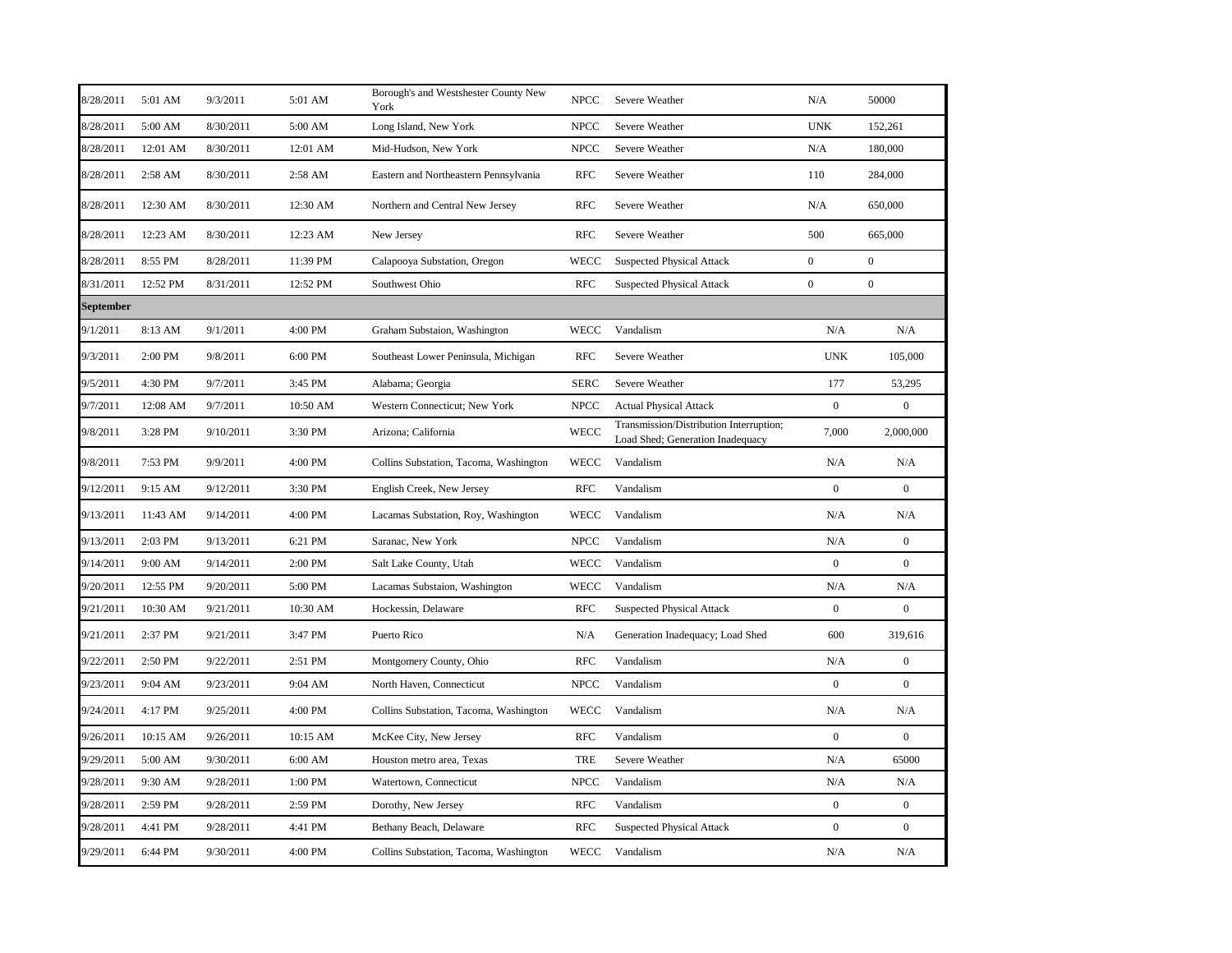| | | | | | | | | |
|---|---|---|---|---|---|---|---|---|
| 8/28/2011 | 5:01 AM | 9/3/2011 | 5:01 AM | Borough's and Westshester County New York | NPCC | Severe Weather | N/A | 50000 |
| 8/28/2011 | 5:00 AM | 8/30/2011 | 5:00 AM | Long Island, New York | NPCC | Severe Weather | UNK | 152,261 |
| 8/28/2011 | 12:01 AM | 8/30/2011 | 12:01 AM | Mid-Hudson, New York | NPCC | Severe Weather | N/A | 180,000 |
| 8/28/2011 | 2:58 AM | 8/30/2011 | 2:58 AM | Eastern and Northeastern Pennsylvania | RFC | Severe Weather | 110 | 284,000 |
| 8/28/2011 | 12:30 AM | 8/30/2011 | 12:30 AM | Northern and Central New Jersey | RFC | Severe Weather | N/A | 650,000 |
| 8/28/2011 | 12:23 AM | 8/30/2011 | 12:23 AM | New Jersey | RFC | Severe Weather | 500 | 665,000 |
| 8/28/2011 | 8:55 PM | 8/28/2011 | 11:39 PM | Calapooya Substation, Oregon | WECC | Suspected Physical Attack | 0 | 0 |
| 8/31/2011 | 12:52 PM | 8/31/2011 | 12:52 PM | Southwest Ohio | RFC | Suspected Physical Attack | 0 | 0 |
| **September** | | | | | | | | |
| 9/1/2011 | 8:13 AM | 9/1/2011 | 4:00 PM | Graham Substaion, Washington | WECC | Vandalism | N/A | N/A |
| 9/3/2011 | 2:00 PM | 9/8/2011 | 6:00 PM | Southeast Lower Peninsula, Michigan | RFC | Severe Weather | UNK | 105,000 |
| 9/5/2011 | 4:30 PM | 9/7/2011 | 3:45 PM | Alabama; Georgia | SERC | Severe Weather | 177 | 53,295 |
| 9/7/2011 | 12:08 AM | 9/7/2011 | 10:50 AM | Western Connecticut; New York | NPCC | Actual Physical Attack | 0 | 0 |
| 9/8/2011 | 3:28 PM | 9/10/2011 | 3:30 PM | Arizona; California | WECC | Transmission/Distribution Interruption; Load Shed; Generation Inadequacy | 7,000 | 2,000,000 |
| 9/8/2011 | 7:53 PM | 9/9/2011 | 4:00 PM | Collins Substation, Tacoma, Washington | WECC | Vandalism | N/A | N/A |
| 9/12/2011 | 9:15 AM | 9/12/2011 | 3:30 PM | English Creek, New Jersey | RFC | Vandalism | 0 | 0 |
| 9/13/2011 | 11:43 AM | 9/14/2011 | 4:00 PM | Lacamas Substation, Roy, Washington | WECC | Vandalism | N/A | N/A |
| 9/13/2011 | 2:03 PM | 9/13/2011 | 6:21 PM | Saranac, New York | NPCC | Vandalism | N/A | 0 |
| 9/14/2011 | 9:00 AM | 9/14/2011 | 2:00 PM | Salt Lake County, Utah | WECC | Vandalism | 0 | 0 |
| 9/20/2011 | 12:55 PM | 9/20/2011 | 5:00 PM | Lacamas Substaion, Washington | WECC | Vandalism | N/A | N/A |
| 9/21/2011 | 10:30 AM | 9/21/2011 | 10:30 AM | Hockessin, Delaware | RFC | Suspected Physical Attack | 0 | 0 |
| 9/21/2011 | 2:37 PM | 9/21/2011 | 3:47 PM | Puerto Rico | N/A | Generation Inadequacy; Load Shed | 600 | 319,616 |
| 9/22/2011 | 2:50 PM | 9/22/2011 | 2:51 PM | Montgomery County, Ohio | RFC | Vandalism | N/A | 0 |
| 9/23/2011 | 9:04 AM | 9/23/2011 | 9:04 AM | North Haven, Connecticut | NPCC | Vandalism | 0 | 0 |
| 9/24/2011 | 4:17 PM | 9/25/2011 | 4:00 PM | Collins Substation, Tacoma, Washington | WECC | Vandalism | N/A | N/A |
| 9/26/2011 | 10:15 AM | 9/26/2011 | 10:15 AM | McKee City, New Jersey | RFC | Vandalism | 0 | 0 |
| 9/29/2011 | 5:00 AM | 9/30/2011 | 6:00 AM | Houston metro area, Texas | TRE | Severe Weather | N/A | 65000 |
| 9/28/2011 | 9:30 AM | 9/28/2011 | 1:00 PM | Watertown, Connecticut | NPCC | Vandalism | N/A | N/A |
| 9/28/2011 | 2:59 PM | 9/28/2011 | 2:59 PM | Dorothy, New Jersey | RFC | Vandalism | 0 | 0 |
| 9/28/2011 | 4:41 PM | 9/28/2011 | 4:41 PM | Bethany Beach, Delaware | RFC | Suspected Physical Attack | 0 | 0 |
| 9/29/2011 | 6:44 PM | 9/30/2011 | 4:00 PM | Collins Substation, Tacoma, Washington | WECC | Vandalism | N/A | N/A |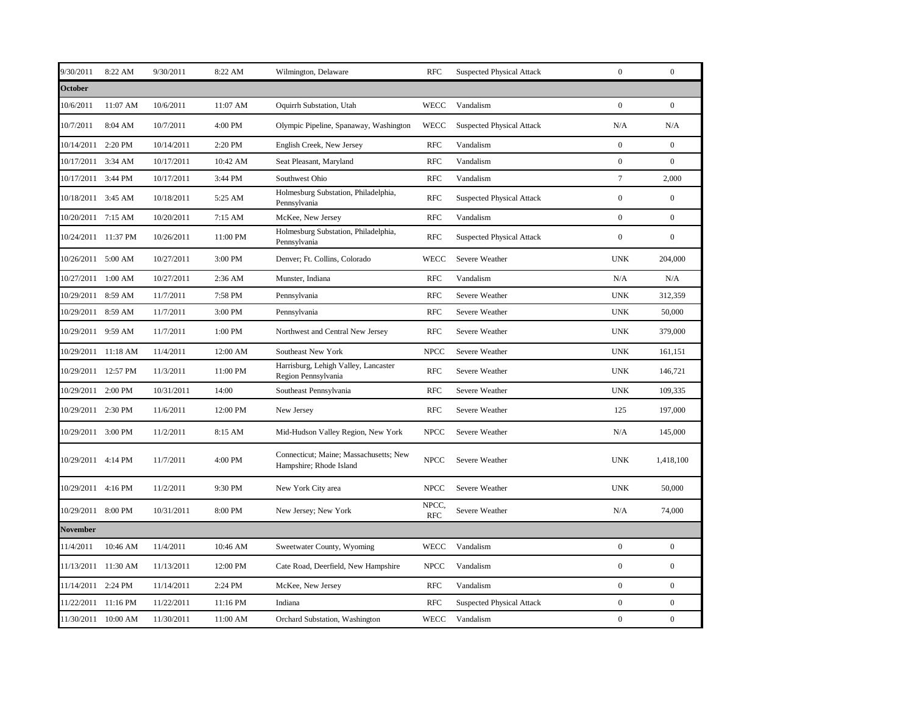| | | | | | | | | |
|---|---|---|---|---|---|---|---|---|
| 9/30/2011 | 8:22 AM | 9/30/2011 | 8:22 AM | Wilmington, Delaware | RFC | Suspected Physical Attack | 0 | 0 |
| **October** | | | | | | | | |
| 10/6/2011 | 11:07 AM | 10/6/2011 | 11:07 AM | Oquirrh Substation, Utah | WECC | Vandalism | 0 | 0 |
| 10/7/2011 | 8:04 AM | 10/7/2011 | 4:00 PM | Olympic Pipeline, Spanaway, Washington | WECC | Suspected Physical Attack | N/A | N/A |
| 10/14/2011 | 2:20 PM | 10/14/2011 | 2:20 PM | English Creek, New Jersey | RFC | Vandalism | 0 | 0 |
| 10/17/2011 | 3:34 AM | 10/17/2011 | 10:42 AM | Seat Pleasant, Maryland | RFC | Vandalism | 0 | 0 |
| 10/17/2011 | 3:44 PM | 10/17/2011 | 3:44 PM | Southwest Ohio | RFC | Vandalism | 7 | 2,000 |
| 10/18/2011 | 3:45 AM | 10/18/2011 | 5:25 AM | Holmesburg Substation, Philadelphia, Pennsylvania | RFC | Suspected Physical Attack | 0 | 0 |
| 10/20/2011 | 7:15 AM | 10/20/2011 | 7:15 AM | McKee, New Jersey | RFC | Vandalism | 0 | 0 |
| 10/24/2011 | 11:37 PM | 10/26/2011 | 11:00 PM | Holmesburg Substation, Philadelphia, Pennsylvania | RFC | Suspected Physical Attack | 0 | 0 |
| 10/26/2011 | 5:00 AM | 10/27/2011 | 3:00 PM | Denver; Ft. Collins, Colorado | WECC | Severe Weather | UNK | 204,000 |
| 10/27/2011 | 1:00 AM | 10/27/2011 | 2:36 AM | Munster, Indiana | RFC | Vandalism | N/A | N/A |
| 10/29/2011 | 8:59 AM | 11/7/2011 | 7:58 PM | Pennsylvania | RFC | Severe Weather | UNK | 312,359 |
| 10/29/2011 | 8:59 AM | 11/7/2011 | 3:00 PM | Pennsylvania | RFC | Severe Weather | UNK | 50,000 |
| 10/29/2011 | 9:59 AM | 11/7/2011 | 1:00 PM | Northwest and Central New Jersey | RFC | Severe Weather | UNK | 379,000 |
| 10/29/2011 | 11:18 AM | 11/4/2011 | 12:00 AM | Southeast New York | NPCC | Severe Weather | UNK | 161,151 |
| 10/29/2011 | 12:57 PM | 11/3/2011 | 11:00 PM | Harrisburg, Lehigh Valley, Lancaster Region Pennsylvania | RFC | Severe Weather | UNK | 146,721 |
| 10/29/2011 | 2:00 PM | 10/31/2011 | 14:00 | Southeast Pennsylvania | RFC | Severe Weather | UNK | 109,335 |
| 10/29/2011 | 2:30 PM | 11/6/2011 | 12:00 PM | New Jersey | RFC | Severe Weather | 125 | 197,000 |
| 10/29/2011 | 3:00 PM | 11/2/2011 | 8:15 AM | Mid-Hudson Valley Region, New York | NPCC | Severe Weather | N/A | 145,000 |
| 10/29/2011 | 4:14 PM | 11/7/2011 | 4:00 PM | Connecticut; Maine; Massachusetts; New Hampshire; Rhode Island | NPCC | Severe Weather | UNK | 1,418,100 |
| 10/29/2011 | 4:16 PM | 11/2/2011 | 9:30 PM | New York City area | NPCC | Severe Weather | UNK | 50,000 |
| 10/29/2011 | 8:00 PM | 10/31/2011 | 8:00 PM | New Jersey; New York | NPCC, RFC | Severe Weather | N/A | 74,000 |
| **November** | | | | | | | | |
| 11/4/2011 | 10:46 AM | 11/4/2011 | 10:46 AM | Sweetwater County, Wyoming | WECC | Vandalism | 0 | 0 |
| 11/13/2011 | 11:30 AM | 11/13/2011 | 12:00 PM | Cate Road, Deerfield, New Hampshire | NPCC | Vandalism | 0 | 0 |
| 11/14/2011 | 2:24 PM | 11/14/2011 | 2:24 PM | McKee, New Jersey | RFC | Vandalism | 0 | 0 |
| 11/22/2011 | 11:16 PM | 11/22/2011 | 11:16 PM | Indiana | RFC | Suspected Physical Attack | 0 | 0 |
| 11/30/2011 | 10:00 AM | 11/30/2011 | 11:00 AM | Orchard Substation, Washington | WECC | Vandalism | 0 | 0 |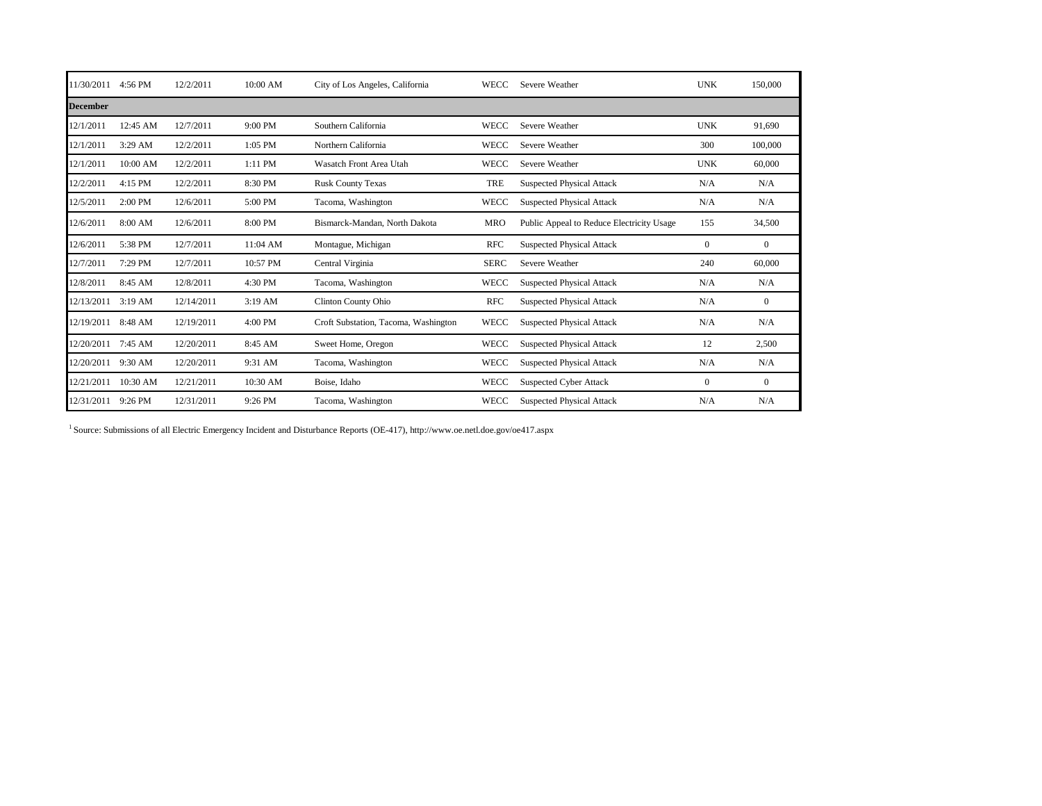| | | | | | | | | |
|---|---|---|---|---|---|---|---|---|
| 11/30/2011 | 4:56 PM | 12/2/2011 | 10:00 AM | City of Los Angeles, California | WECC | Severe Weather | UNK | 150,000 |
| **December** | | | | | | | | |
| 12/1/2011 | 12:45 AM | 12/7/2011 | 9:00 PM | Southern California | WECC | Severe Weather | UNK | 91,690 |
| 12/1/2011 | 3:29 AM | 12/2/2011 | 1:05 PM | Northern California | WECC | Severe Weather | 300 | 100,000 |
| 12/1/2011 | 10:00 AM | 12/2/2011 | 1:11 PM | Wasatch Front Area Utah | WECC | Severe Weather | UNK | 60,000 |
| 12/2/2011 | 4:15 PM | 12/2/2011 | 8:30 PM | Rusk County Texas | TRE | Suspected Physical Attack | N/A | N/A |
| 12/5/2011 | 2:00 PM | 12/6/2011 | 5:00 PM | Tacoma, Washington | WECC | Suspected Physical Attack | N/A | N/A |
| 12/6/2011 | 8:00 AM | 12/6/2011 | 8:00 PM | Bismarck-Mandan, North Dakota | MRO | Public Appeal to Reduce Electricity Usage | 155 | 34,500 |
| 12/6/2011 | 5:38 PM | 12/7/2011 | 11:04 AM | Montague, Michigan | RFC | Suspected Physical Attack | 0 | 0 |
| 12/7/2011 | 7:29 PM | 12/7/2011 | 10:57 PM | Central Virginia | SERC | Severe Weather | 240 | 60,000 |
| 12/8/2011 | 8:45 AM | 12/8/2011 | 4:30 PM | Tacoma, Washington | WECC | Suspected Physical Attack | N/A | N/A |
| 12/13/2011 | 3:19 AM | 12/14/2011 | 3:19 AM | Clinton County Ohio | RFC | Suspected Physical Attack | N/A | 0 |
| 12/19/2011 | 8:48 AM | 12/19/2011 | 4:00 PM | Croft Substation, Tacoma, Washington | WECC | Suspected Physical Attack | N/A | N/A |
| 12/20/2011 | 7:45 AM | 12/20/2011 | 8:45 AM | Sweet Home, Oregon | WECC | Suspected Physical Attack | 12 | 2,500 |
| 12/20/2011 | 9:30 AM | 12/20/2011 | 9:31 AM | Tacoma, Washington | WECC | Suspected Physical Attack | N/A | N/A |
| 12/21/2011 | 10:30 AM | 12/21/2011 | 10:30 AM | Boise, Idaho | WECC | Suspected Cyber Attack | 0 | 0 |
| 12/31/2011 | 9:26 PM | 12/31/2011 | 9:26 PM | Tacoma, Washington | WECC | Suspected Physical Attack | N/A | N/A |

[1] Source: Submissions of all Electric Emergency Incident and Disturbance Reports (OE-417), http://www.oe.netl.doe.gov/oe417.aspx